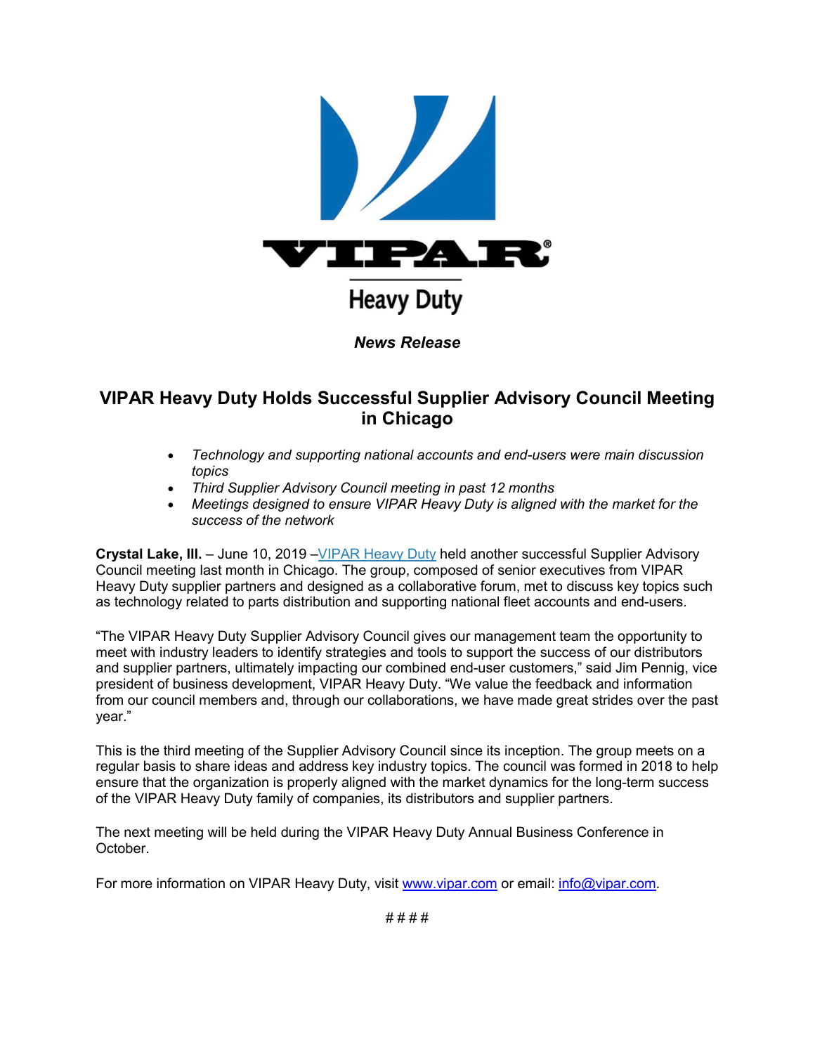VIPAR®

Heavy Duty

***News Release***

# VIPAR Heavy Duty Holds Successful Supplier Advisory Council Meeting in Chicago

- *Technology and supporting national accounts and end-users were main discussion topics*
- *Third Supplier Advisory Council meeting in past 12 months*
- *Meetings designed to ensure VIPAR Heavy Duty is aligned with the market for the success of the network*

**Crystal Lake, Ill.** – June 10, 2019 –VIPAR Heavy Duty held another successful Supplier Advisory Council meeting last month in Chicago. The group, composed of senior executives from VIPAR Heavy Duty supplier partners and designed as a collaborative forum, met to discuss key topics such as technology related to parts distribution and supporting national fleet accounts and end-users.

"The VIPAR Heavy Duty Supplier Advisory Council gives our management team the opportunity to meet with industry leaders to identify strategies and tools to support the success of our distributors and supplier partners, ultimately impacting our combined end-user customers," said Jim Pennig, vice president of business development, VIPAR Heavy Duty. "We value the feedback and information from our council members and, through our collaborations, we have made great strides over the past year."

This is the third meeting of the Supplier Advisory Council since its inception. The group meets on a regular basis to share ideas and address key industry topics. The council was formed in 2018 to help ensure that the organization is properly aligned with the market dynamics for the long-term success of the VIPAR Heavy Duty family of companies, its distributors and supplier partners.

The next meeting will be held during the VIPAR Heavy Duty Annual Business Conference in October.

For more information on VIPAR Heavy Duty, visit www.vipar.com or email: info@vipar.com.

# # # #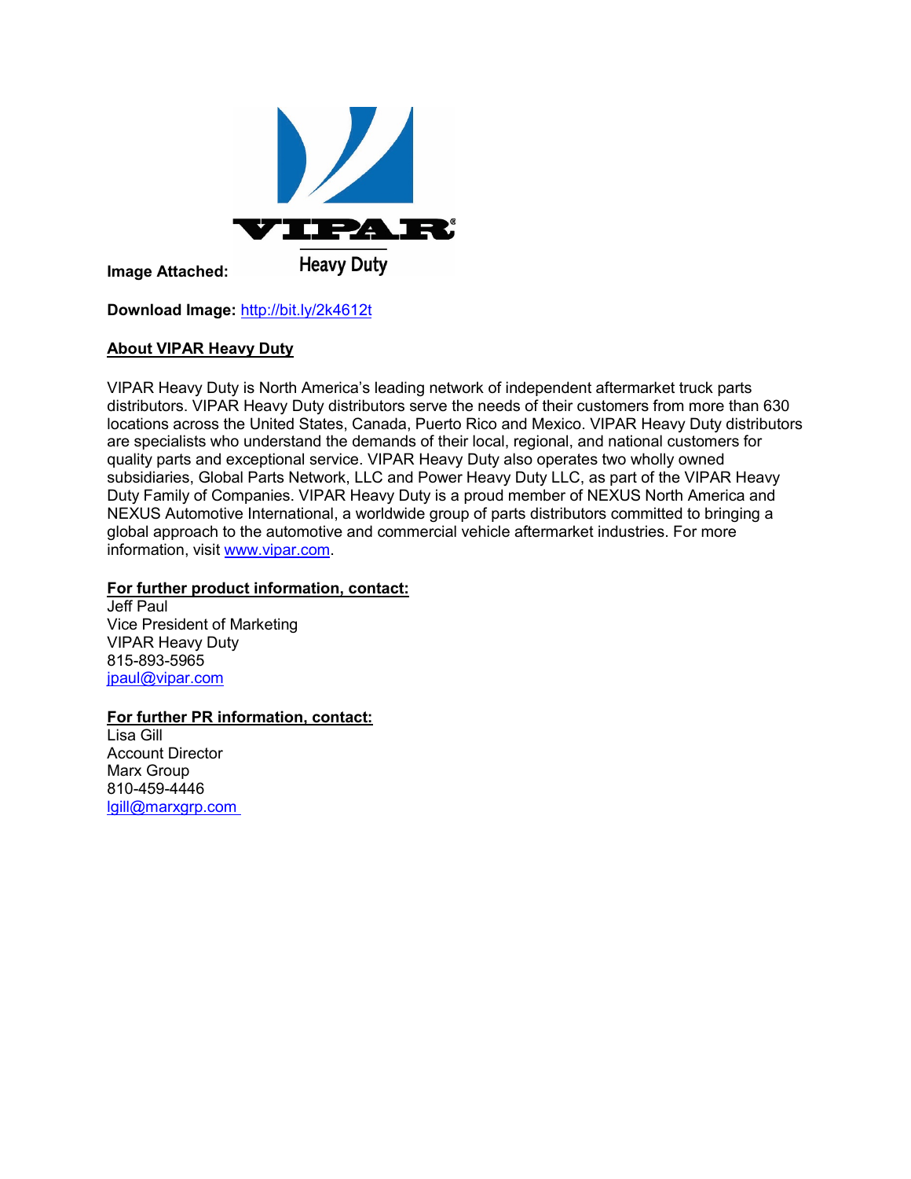**Image Attached:**

**Download Image:** http://bit.ly/2k4612t

**About VIPAR Heavy Duty**

VIPAR Heavy Duty is North America's leading network of independent aftermarket truck parts distributors. VIPAR Heavy Duty distributors serve the needs of their customers from more than 630 locations across the United States, Canada, Puerto Rico and Mexico. VIPAR Heavy Duty distributors are specialists who understand the demands of their local, regional, and national customers for quality parts and exceptional service. VIPAR Heavy Duty also operates two wholly owned subsidiaries, Global Parts Network, LLC and Power Heavy Duty LLC, as part of the VIPAR Heavy Duty Family of Companies. VIPAR Heavy Duty is a proud member of NEXUS North America and NEXUS Automotive International, a worldwide group of parts distributors committed to bringing a global approach to the automotive and commercial vehicle aftermarket industries. For more information, visit www.vipar.com.

**For further product information, contact:**

Jeff Paul
Vice President of Marketing
VIPAR Heavy Duty
815-893-5965
jpaul@vipar.com

**For further PR information, contact:**

Lisa Gill
Account Director
Marx Group
810-459-4446
lgill@marxgrp.com